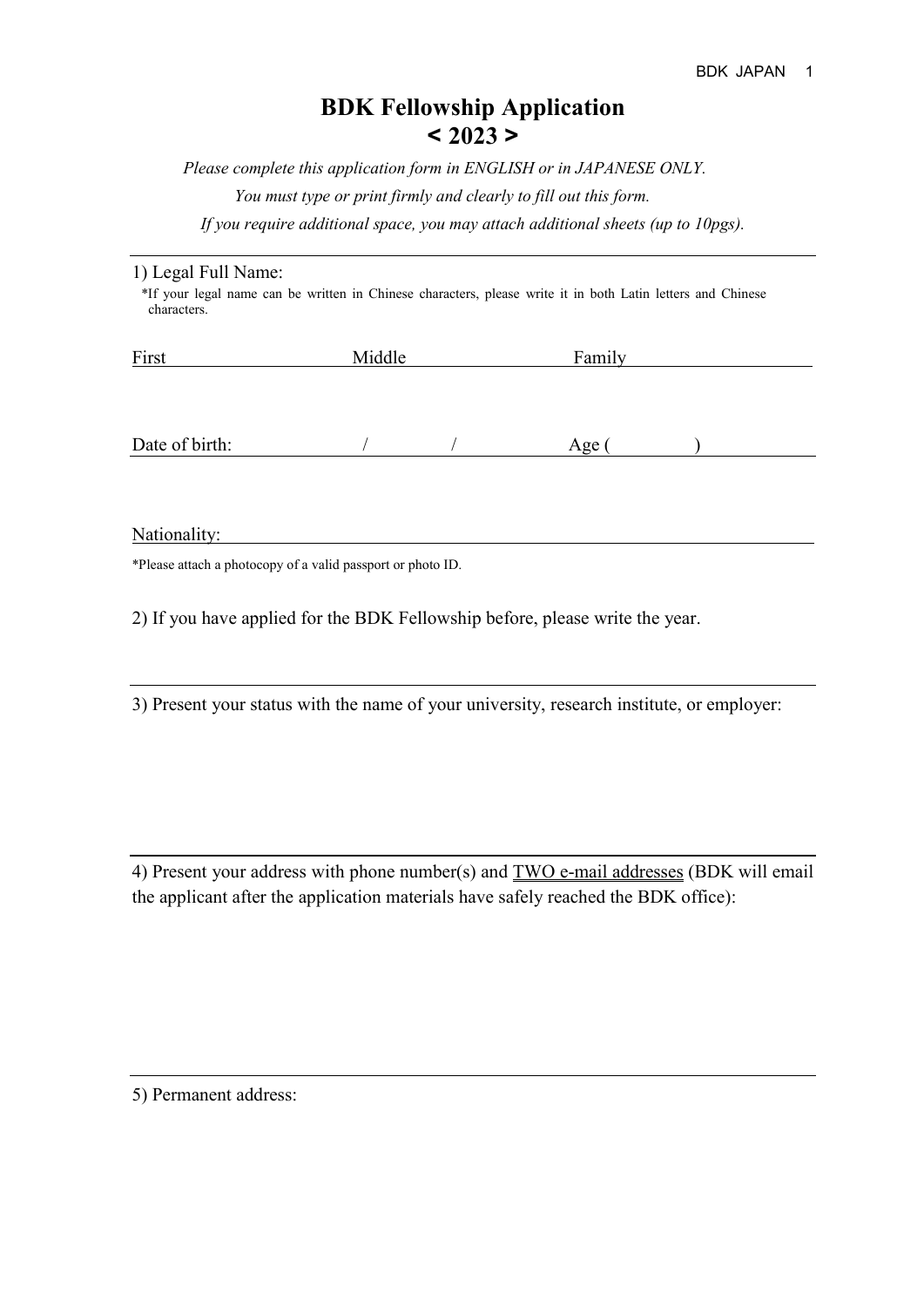# BDK Fellowship Application
# < 2023 >

*Please complete this application form in ENGLISH or in JAPANESE ONLY.*

*You must type or print firmly and clearly to fill out this form.*

*If you require additional space, you may attach additional sheets (up to 10pgs).*

---

1) Legal Full Name:

*If your legal name can be written in Chinese characters, please write it in both Latin letters and Chinese characters.

First Middle Family

Date of birth: / / Age ( )

Nationality:

*Please attach a photocopy of a valid passport or photo ID.

2) If you have applied for the BDK Fellowship before, please write the year.

---

3) Present your status with the name of your university, research institute, or employer:

---

4) Present your address with phone number(s) and <u>TWO e-mail addresses</u> (BDK will email the applicant after the application materials have safely reached the BDK office):

---

5) Permanent address: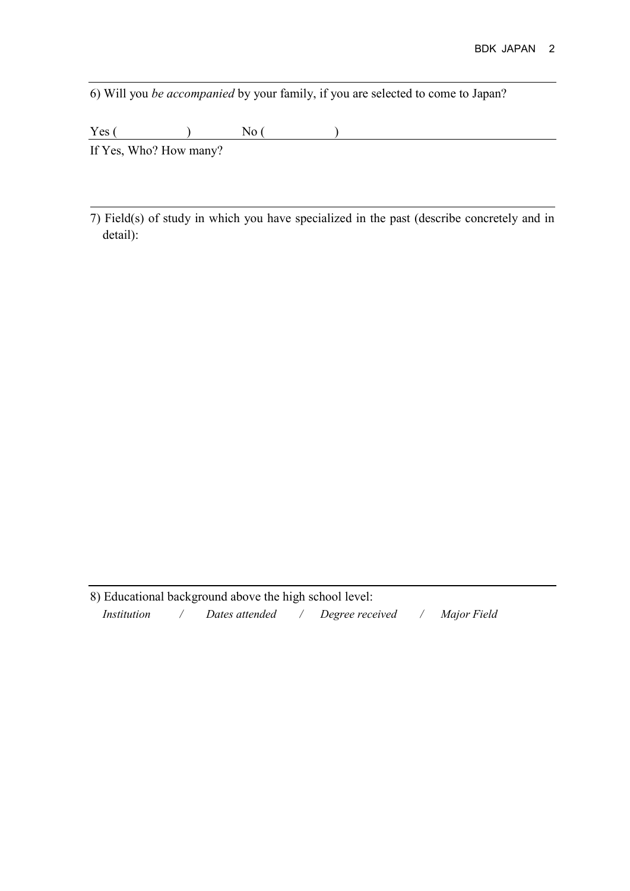6) Will you *be accompanied* by your family, if you are selected to come to Japan?

Yes (                ) No (                )

If Yes, Who? How many?

7) Field(s) of study in which you have specialized in the past (describe concretely and in detail):

8) Educational background above the high school level:

*Institution* / *Dates attended* / *Degree received* / *Major Field*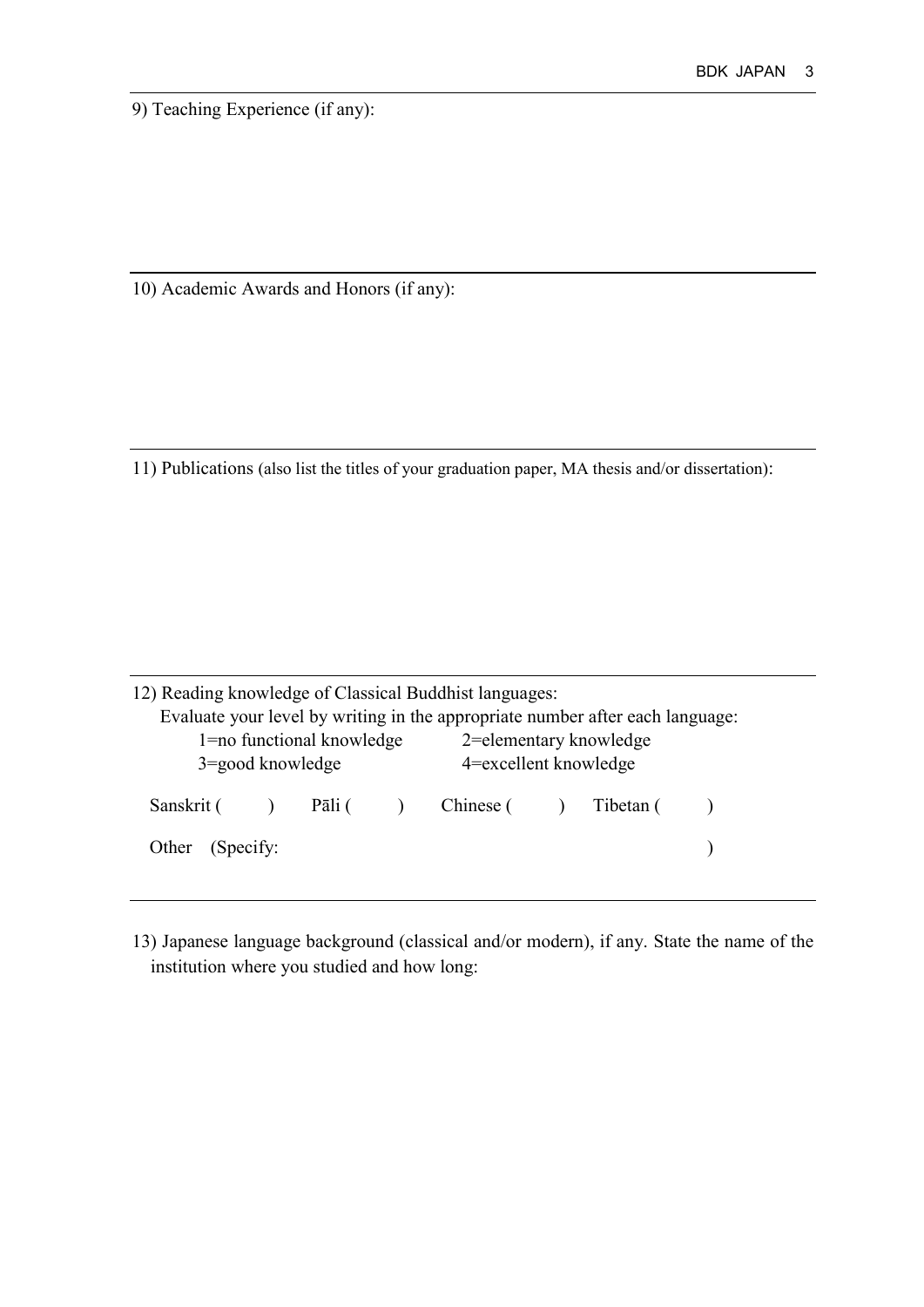9) Teaching Experience (if any):

---

10) Academic Awards and Honors (if any):

---

11) Publications (also list the titles of your graduation paper, MA thesis and/or dissertation):

---

12) Reading knowledge of Classical Buddhist languages:

Evaluate your level by writing in the appropriate number after each language:

1=no functional knowledge  2=elementary knowledge

3=good knowledge  4=excellent knowledge

Sanskrit (   )  Pāli (   )  Chinese (   )  Tibetan (   )

Other (Specify:   )

---

13) Japanese language background (classical and/or modern), if any. State the name of the institution where you studied and how long: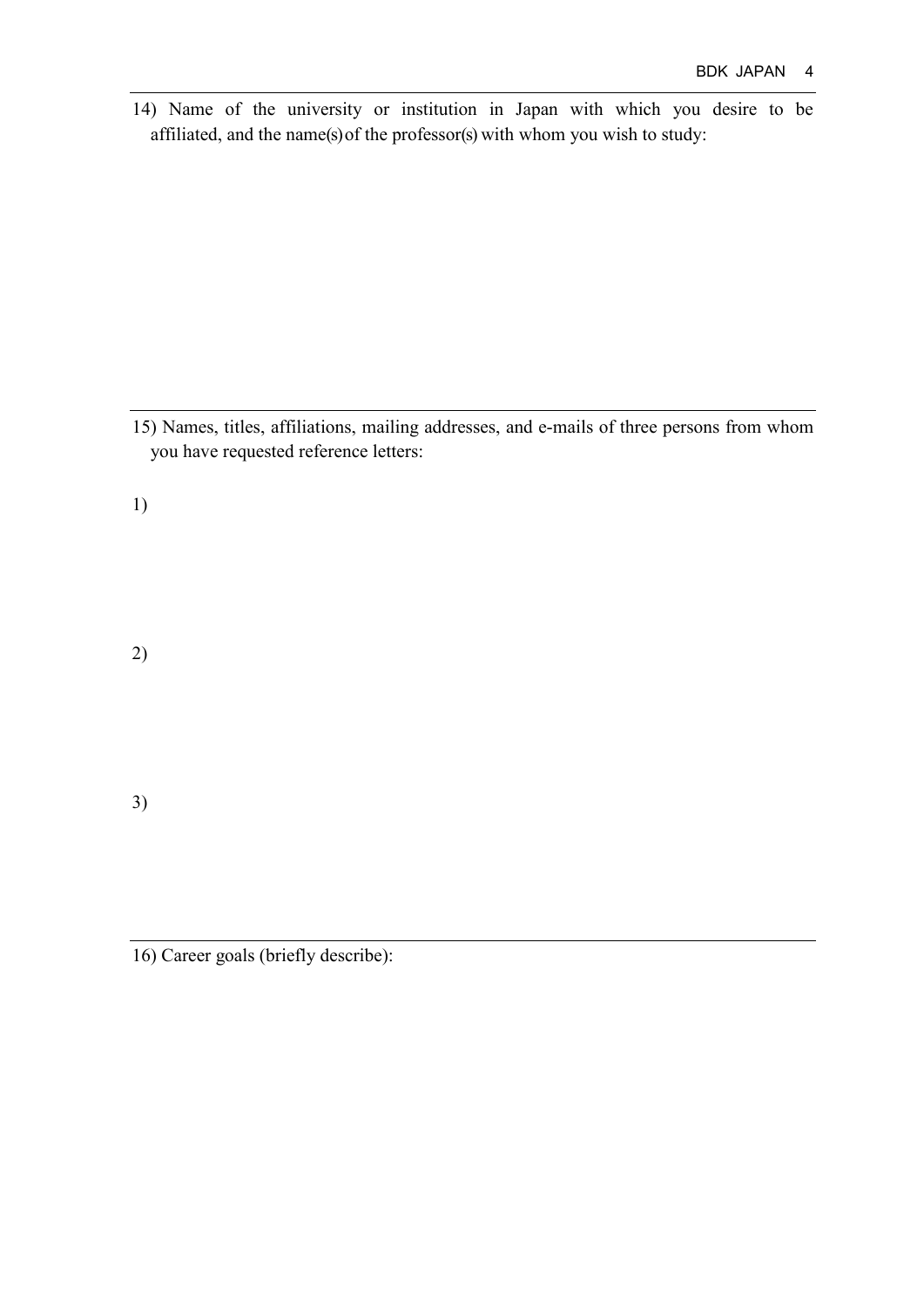14) Name of the university or institution in Japan with which you desire to be affiliated, and the name(s) of the professor(s) with whom you wish to study:

---

15) Names, titles, affiliations, mailing addresses, and e-mails of three persons from whom you have requested reference letters:

1)

2)

3)

---

16) Career goals (briefly describe):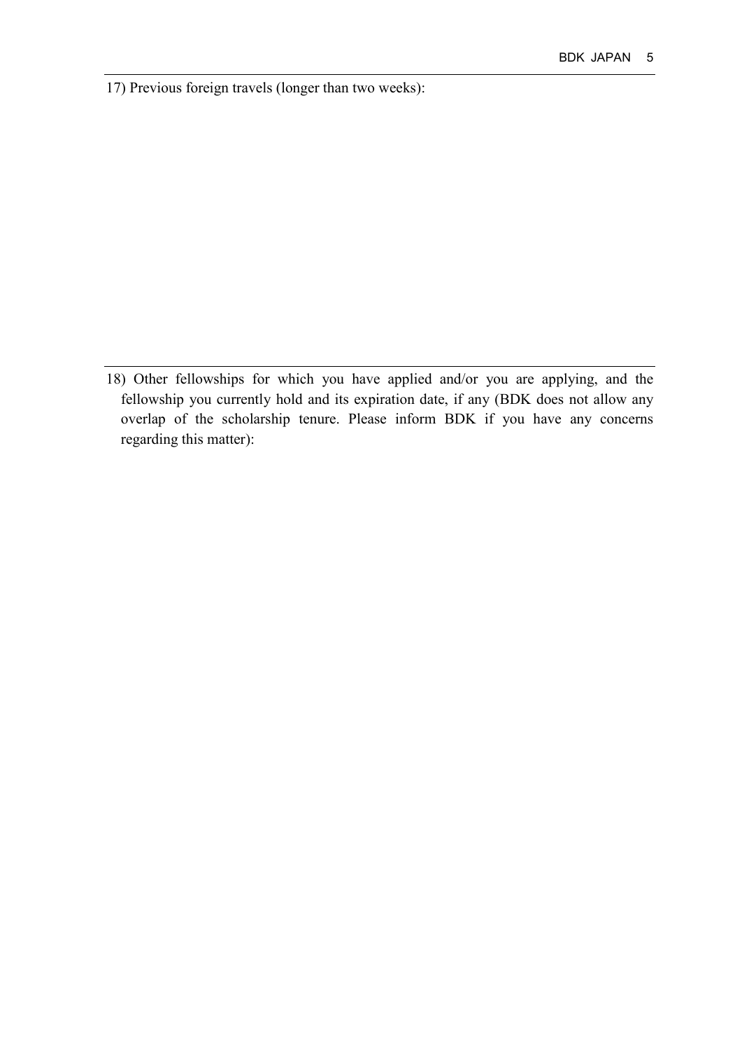17) Previous foreign travels (longer than two weeks):

---

18) Other fellowships for which you have applied and/or you are applying, and the fellowship you currently hold and its expiration date, if any (BDK does not allow any overlap of the scholarship tenure. Please inform BDK if you have any concerns regarding this matter):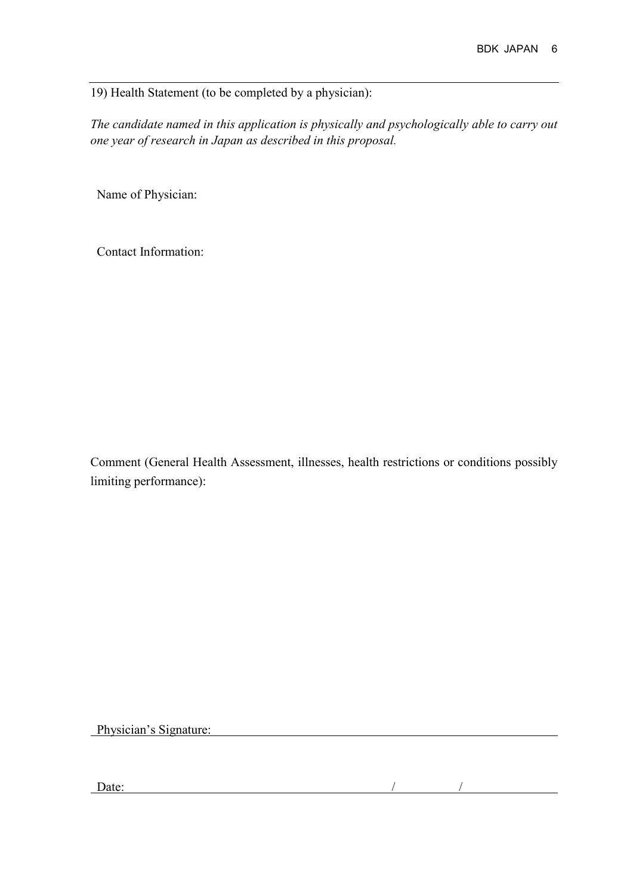19) Health Statement (to be completed by a physician):

*The candidate named in this application is physically and psychologically able to carry out one year of research in Japan as described in this proposal.*

Name of Physician:

Contact Information:

Comment (General Health Assessment, illnesses, health restrictions or conditions possibly limiting performance):

Physician's Signature: ______________________________________________

Date: ______________________ / __________ / __________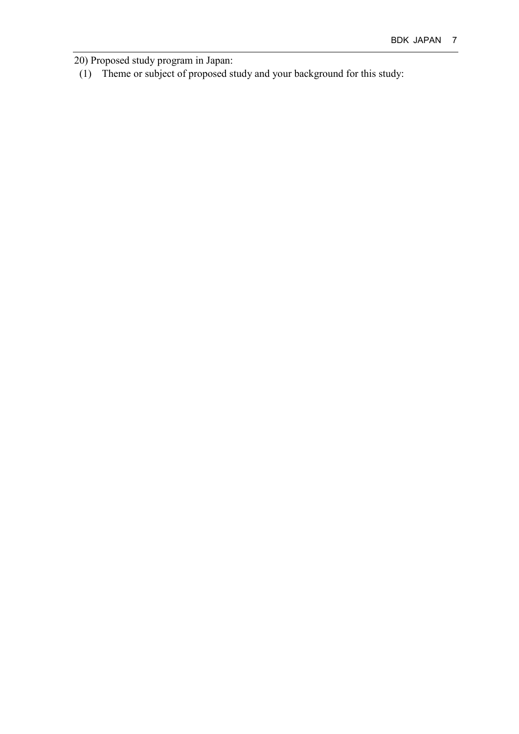20) Proposed study program in Japan:

(1) Theme or subject of proposed study and your background for this study: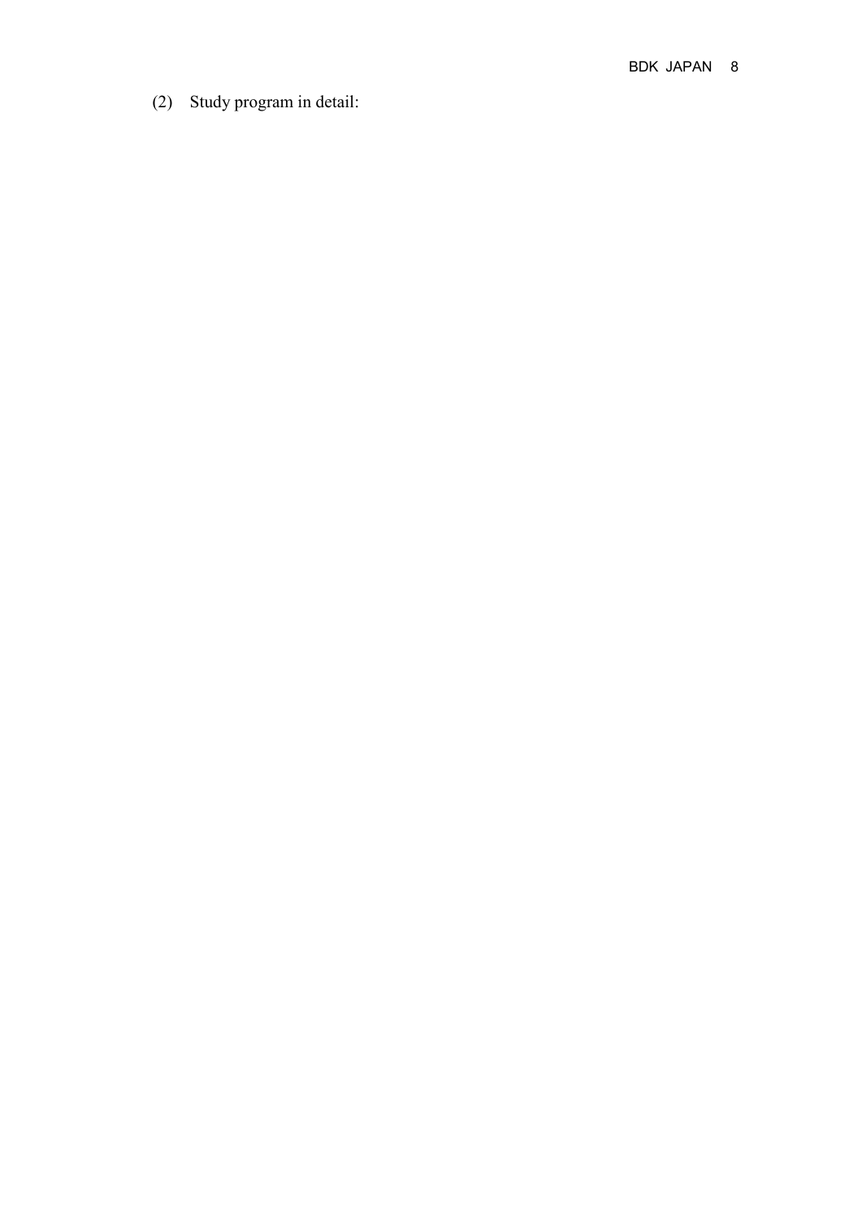(2) Study program in detail: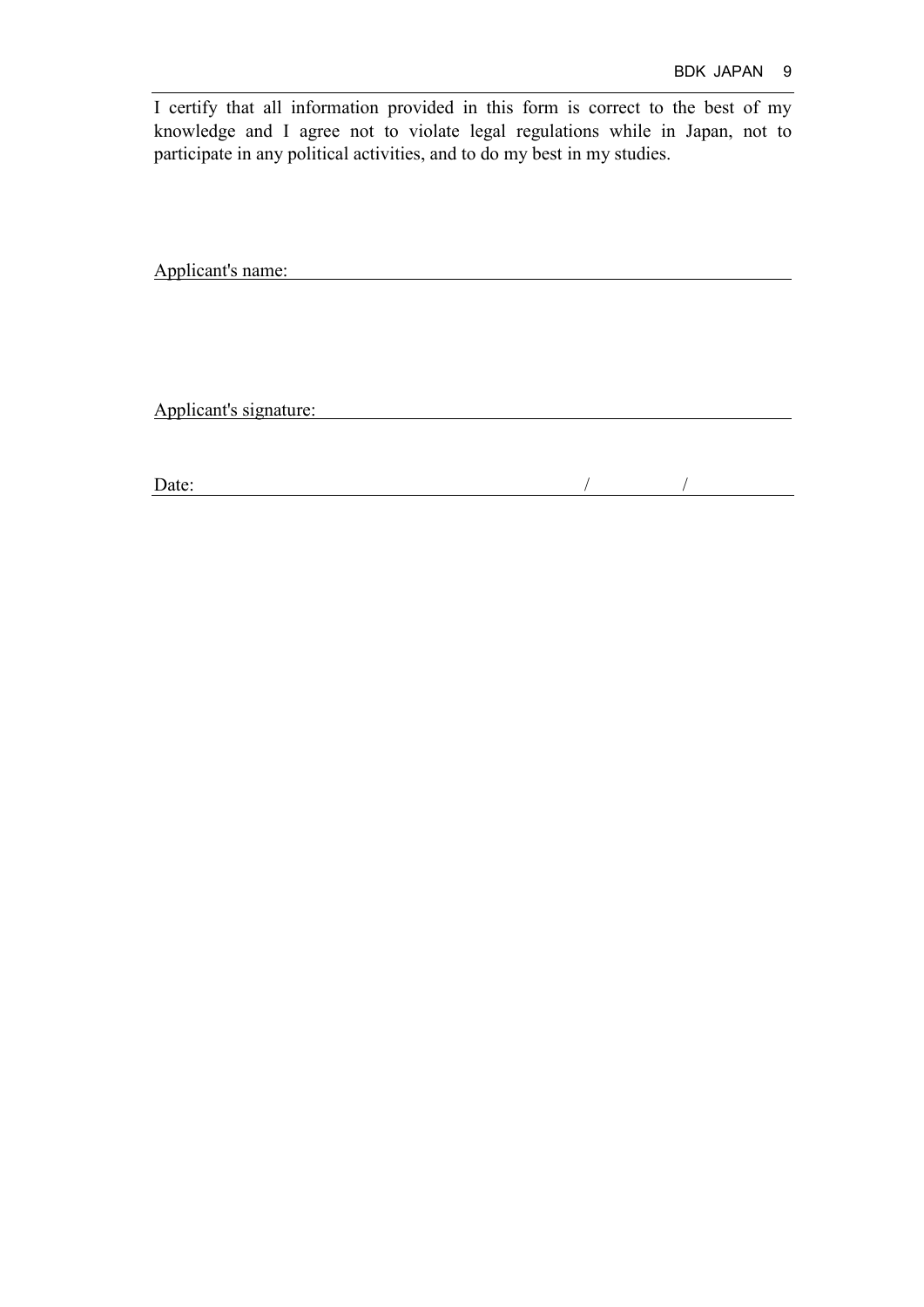I certify that all information provided in this form is correct to the best of my knowledge and I agree not to violate legal regulations while in Japan, not to participate in any political activities, and to do my best in my studies.

Applicant's name: ______________________________________________

Applicant's signature: ___________________________________________

Date: ______________________ / __________ / __________